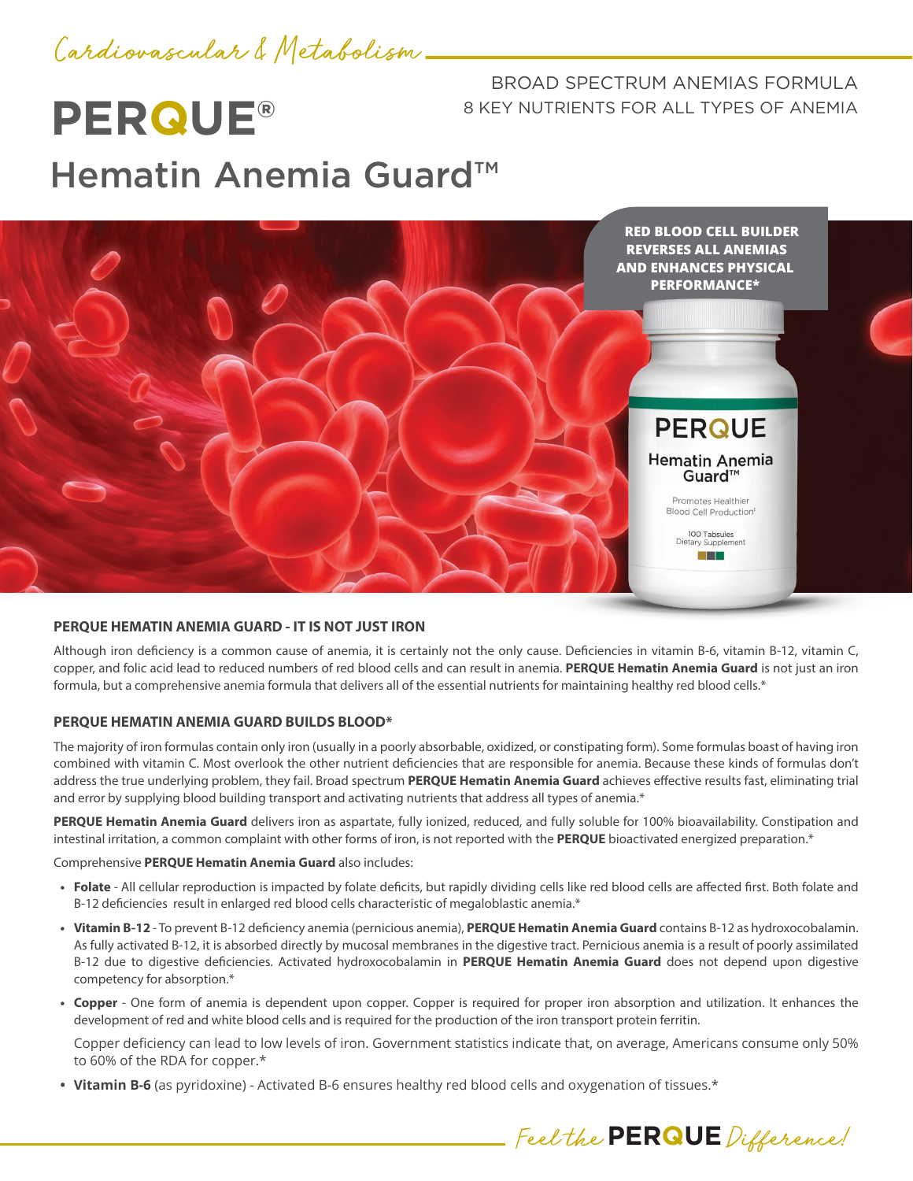Cardiovascular & Metabolism

BROAD SPECTRUM ANEMIAS FORMULA
8 KEY NUTRIENTS FOR ALL TYPES OF ANEMIA

# PERQUE®
# Hematin Anemia Guard™

**RED BLOOD CELL BUILDER REVERSES ALL ANEMIAS AND ENHANCES PHYSICAL PERFORMANCE***

PERQUE
Hematin Anemia Guard™
Promotes Healthier Blood Cell Production†
100 Tabsules
Dietary Supplement

### PERQUE HEMATIN ANEMIA GUARD - IT IS NOT JUST IRON

Although iron deficiency is a common cause of anemia, it is certainly not the only cause. Deficiencies in vitamin B-6, vitamin B-12, vitamin C, copper, and folic acid lead to reduced numbers of red blood cells and can result in anemia. **PERQUE Hematin Anemia Guard** is not just an iron formula, but a comprehensive anemia formula that delivers all of the essential nutrients for maintaining healthy red blood cells.*

### PERQUE HEMATIN ANEMIA GUARD BUILDS BLOOD*

The majority of iron formulas contain only iron (usually in a poorly absorbable, oxidized, or constipating form). Some formulas boast of having iron combined with vitamin C. Most overlook the other nutrient deficiencies that are responsible for anemia. Because these kinds of formulas don't address the true underlying problem, they fail. Broad spectrum **PERQUE Hematin Anemia Guard** achieves effective results fast, eliminating trial and error by supplying blood building transport and activating nutrients that address all types of anemia.*

**PERQUE Hematin Anemia Guard** delivers iron as aspartate, fully ionized, reduced, and fully soluble for 100% bioavailability. Constipation and intestinal irritation, a common complaint with other forms of iron, is not reported with the **PERQUE** bioactivated energized preparation.*

Comprehensive **PERQUE Hematin Anemia Guard** also includes:

- **Folate** - All cellular reproduction is impacted by folate deficits, but rapidly dividing cells like red blood cells are affected first. Both folate and B-12 deficiencies result in enlarged red blood cells characteristic of megaloblastic anemia.*
- **Vitamin B-12** - To prevent B-12 deficiency anemia (pernicious anemia), **PERQUE Hematin Anemia Guard** contains B-12 as hydroxocobalamin. As fully activated B-12, it is absorbed directly by mucosal membranes in the digestive tract. Pernicious anemia is a result of poorly assimilated B-12 due to digestive deficiencies. Activated hydroxocobalamin in **PERQUE Hematin Anemia Guard** does not depend upon digestive competency for absorption.*
- **Copper** - One form of anemia is dependent upon copper. Copper is required for proper iron absorption and utilization. It enhances the development of red and white blood cells and is required for the production of the iron transport protein ferritin.

  Copper deficiency can lead to low levels of iron. Government statistics indicate that, on average, Americans consume only 50% to 60% of the RDA for copper.*
- **Vitamin B-6** (as pyridoxine) - Activated B-6 ensures healthy red blood cells and oxygenation of tissues.*

Feel the **PERQUE** Difference!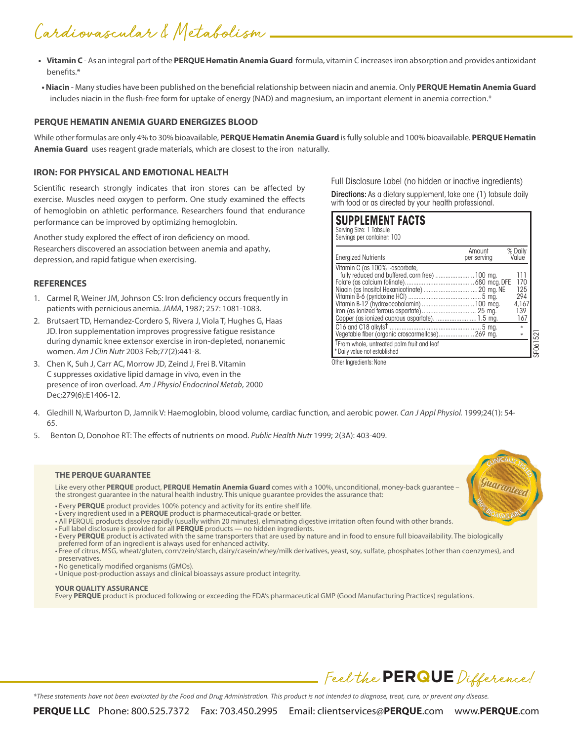# Cardiovascular & Metabolism

- **Vitamin C** - As an integral part of the **PERQUE Hematin Anemia Guard** formula, vitamin C increases iron absorption and provides antioxidant benefits.*
- **Niacin** - Many studies have been published on the beneficial relationship between niacin and anemia. Only **PERQUE Hematin Anemia Guard** includes niacin in the flush-free form for uptake of energy (NAD) and magnesium, an important element in anemia correction.*

### PERQUE HEMATIN ANEMIA GUARD ENERGIZES BLOOD

While other formulas are only 4% to 30% bioavailable, **PERQUE Hematin Anemia Guard** is fully soluble and 100% bioavailable. **PERQUE Hematin Anemia Guard** uses reagent grade materials, which are closest to the iron naturally.

### IRON: FOR PHYSICAL AND EMOTIONAL HEALTH

Scientific research strongly indicates that iron stores can be affected by exercise. Muscles need oxygen to perform. One study examined the effects of hemoglobin on athletic performance. Researchers found that endurance performance can be improved by optimizing hemoglobin.

Another study explored the effect of iron deficiency on mood. Researchers discovered an association between anemia and apathy, depression, and rapid fatigue when exercising.

### REFERENCES

1. Carmel R, Weiner JM, Johnson CS: Iron deficiency occurs frequently in patients with pernicious anemia. *JAMA*, 1987; 257: 1081-1083.
2. Brutsaert TD, Hernandez-Cordero S, Rivera J, Viola T, Hughes G, Haas JD. Iron supplementation improves progressive fatigue resistance during dynamic knee extensor exercise in iron-depleted, nonanemic women. *Am J Clin Nutr* 2003 Feb;77(2):441-8.
3. Chen K, Suh J, Carr AC, Morrow JD, Zeind J, Frei B. Vitamin C suppresses oxidative lipid damage in vivo, even in the presence of iron overload. *Am J Physiol Endocrinol Metab*, 2000 Dec;279(6):E1406-12.
4. Gledhill N, Warburton D, Jamnik V: Haemoglobin, blood volume, cardiac function, and aerobic power. *Can J Appl Physiol.* 1999;24(1): 54-65.
5. Benton D, Donohoe RT: The effects of nutrients on mood. *Public Health Nutr* 1999; 2(3A): 403-409.

Full Disclosure Label (no hidden or inactive ingredients)

**Directions:** As a dietary supplement, take one (1) tabsule daily with food or as directed by your health professional.

## SUPPLEMENT FACTS

Serving Size: 1 Tabsule
Servings per container: 100

| Energized Nutrients | Amount per serving | % Daily Value |
|---|---|---|
| Vitamin C (as 100% l-ascorbate, fully reduced and buffered, corn free) | 100 mg. | 111 |
| Folate (as calcium folinate) | 680 mcg. DFE | 170 |
| Niacin (as Inositol Hexanicotinate) | 20 mg. NE | 125 |
| Vitamin B-6 (pyridoxine HCl) | 5 mg. | 294 |
| Vitamin B-12 (hydroxocobalamin) | 100 mcg. | 4,167 |
| Iron (as ionized ferrous aspartate) | 25 mg. | 139 |
| Copper (as ionized cuprous aspartate) | 1.5 mg. | 167 |
| C16 and C18 alkyls† | 5 mg. | * |
| Vegetable fiber (organic croscarmellose) | 269 mg. | * |

†From whole, untreated palm fruit and leaf
* Daily value not established

SF061521

Other Ingredients: None

### THE PERQUE GUARANTEE

Like every other **PERQUE** product, **PERQUE Hematin Anemia Guard** comes with a 100%, unconditional, money-back guarantee – the strongest guarantee in the natural health industry. This unique guarantee provides the assurance that:

- Every **PERQUE** product provides 100% potency and activity for its entire shelf life.
- Every ingredient used in a **PERQUE** product is pharmaceutical-grade or better.
- All PERQUE products dissolve rapidly (usually within 20 minutes), eliminating digestive irritation often found with other brands.
- Full label disclosure is provided for all **PERQUE** products — no hidden ingredients.
- Every **PERQUE** product is activated with the same transporters that are used by nature and in food to ensure full bioavailability. The biologically preferred form of an ingredient is always used for enhanced activity.
- Free of citrus, MSG, wheat/gluten, corn/zein/starch, dairy/casein/whey/milk derivatives, yeast, soy, sulfate, phosphates (other than coenzymes), and preservatives.
- No genetically modified organisms (GMOs).
- Unique post-production assays and clinical bioassays assure product integrity.

Clinically Tested · Guaranteed · 100% Bioavailable

**YOUR QUALITY ASSURANCE**
Every **PERQUE** product is produced following or exceeding the FDA's pharmaceutical GMP (Good Manufacturing Practices) regulations.

Feel the **PERQUE** Difference!

*These statements have not been evaluated by the Food and Drug Administration. This product is not intended to diagnose, treat, cure, or prevent any disease.*

**PERQUE LLC** Phone: 800.525.7372 Fax: 703.450.2995 Email: clientservices@**PERQUE**.com www.**PERQUE**.com